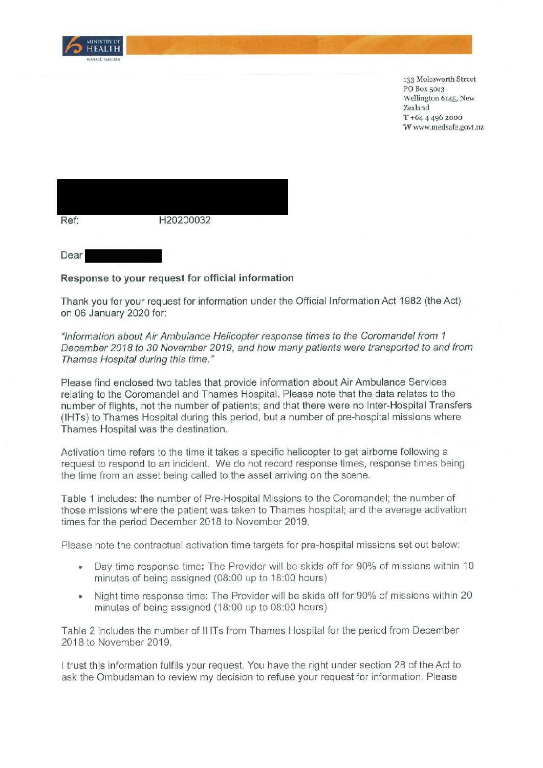MINISTRY OF HEALTH
MANATŪ HAUORA

133 Molesworth Street
PO Box 5013
Wellington 6145, New Zealand
T +64 4 496 2000
W www.medsafe.govt.nz

Ref: H20200032

Dear

**Response to your request for official information**

Thank you for your request for information under the Official Information Act 1982 (the Act) on 06 January 2020 for:

*"Information about Air Ambulance Helicopter response times to the Coromandel from 1 December 2018 to 30 November 2019, and how many patients were transported to and from Thames Hospital during this time."*

Please find enclosed two tables that provide information about Air Ambulance Services relating to the Coromandel and Thames Hospital. Please note that the data relates to the number of flights, not the number of patients; and that there were no Inter-Hospital Transfers (IHTs) to Thames Hospital during this period, but a number of pre-hospital missions where Thames Hospital was the destination.

Activation time refers to the time it takes a specific helicopter to get airborne following a request to respond to an incident. We do not record response times, response times being the time from an asset being called to the asset arriving on the scene.

Table 1 includes: the number of Pre-Hospital Missions to the Coromandel; the number of those missions where the patient was taken to Thames hospital; and the average activation times for the period December 2018 to November 2019.

Please note the contractual activation time targets for pre-hospital missions set out below:

- Day time response time: The Provider will be skids off for 90% of missions within 10 minutes of being assigned (08:00 up to 18:00 hours)
- Night time response time: The Provider will be skids off for 90% of missions within 20 minutes of being assigned (18:00 up to 08:00 hours)

Table 2 includes the number of IHTs from Thames Hospital for the period from December 2018 to November 2019.

I trust this information fulfils your request. You have the right under section 28 of the Act to ask the Ombudsman to review my decision to refuse your request for information. Please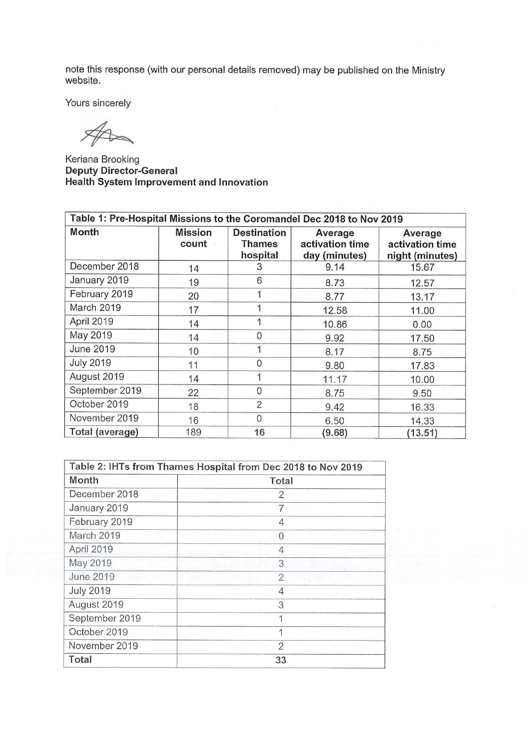note this response (with our personal details removed) may be published on the Ministry website.

Yours sincerely

Keriana Brooking
**Deputy Director-General**
**Health System Improvement and Innovation**

| **Table 1: Pre-Hospital Missions to the Coromandel Dec 2018 to Nov 2019** | | | | |
|---|---|---|---|---|
| **Month** | **Mission count** | **Destination Thames hospital** | **Average activation time day (minutes)** | **Average activation time night (minutes)** |
| December 2018 | 14 | 3 | 9.14 | 15.67 |
| January 2019 | 19 | 6 | 8.73 | 12.57 |
| February 2019 | 20 | 1 | 8.77 | 13.17 |
| March 2019 | 17 | 1 | 12.58 | 11.00 |
| April 2019 | 14 | 1 | 10.86 | 0.00 |
| May 2019 | 14 | 0 | 9.92 | 17.50 |
| June 2019 | 10 | 1 | 8.17 | 8.75 |
| July 2019 | 11 | 0 | 9.80 | 17.83 |
| August 2019 | 14 | 1 | 11.17 | 10.00 |
| September 2019 | 22 | 0 | 8.75 | 9.50 |
| October 2019 | 18 | 2 | 9.42 | 16.33 |
| November 2019 | 16 | 0 | 6.50 | 14.33 |
| **Total (average)** | 189 | **16** | **(9.68)** | **(13.51)** |

| **Table 2: IHTs from Thames Hospital from Dec 2018 to Nov 2019** | |
|---|---|
| **Month** | **Total** |
| December 2018 | 2 |
| January 2019 | 7 |
| February 2019 | 4 |
| March 2019 | 0 |
| April 2019 | 4 |
| May 2019 | 3 |
| June 2019 | 2 |
| July 2019 | 4 |
| August 2019 | 3 |
| September 2019 | 1 |
| October 2019 | 1 |
| November 2019 | 2 |
| **Total** | 33 |